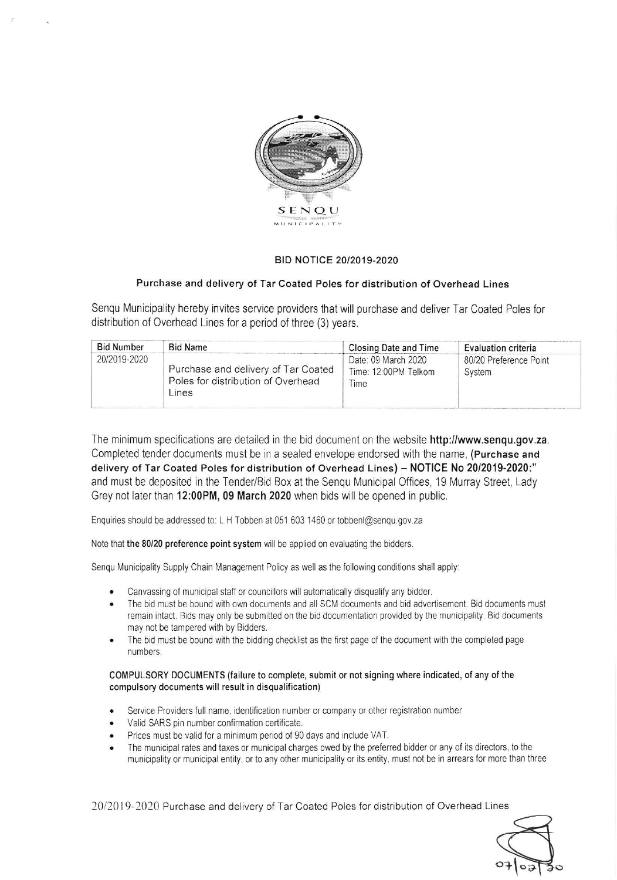SENQU MUNICIPALITY

## BID NOTICE 20/2019-2020

### Purchase and delivery of Tar Coated Poles for distribution of Overhead Lines

Senqu Municipality hereby invites service providers that will purchase and deliver Tar Coated Poles for distribution of Overhead Lines for a period of three (3) years.

| Bid Number | Bid Name | Closing Date and Time | Evaluation criteria |
|---|---|---|---|
| 20/2019-2020 | Purchase and delivery of Tar Coated Poles for distribution of Overhead Lines | Date: 09 March 2020 Time: 12:00PM Telkom Time | 80/20 Preference Point System |

The minimum specifications are detailed in the bid document on the website **http://www.senqu.gov.za**. Completed tender documents must be in a sealed envelope endorsed with the name, **(Purchase and delivery of Tar Coated Poles for distribution of Overhead Lines) – NOTICE No 20/2019-2020:"** and must be deposited in the Tender/Bid Box at the Senqu Municipal Offices, 19 Murray Street, Lady Grey not later than **12:00PM, 09 March 2020** when bids will be opened in public.

Enquiries should be addressed to: L H Tobben at 051 603 1460 or tobbenl@senqu.gov.za

Note that **the 80/20 preference point system** will be applied on evaluating the bidders.

Senqu Municipality Supply Chain Management Policy as well as the following conditions shall apply:

- Canvassing of municipal staff or councillors will automatically disqualify any bidder.
- The bid must be bound with own documents and all SCM documents and bid advertisement. Bid documents must remain intact. Bids may only be submitted on the bid documentation provided by the municipality. Bid documents may not be tampered with by Bidders.
- The bid must be bound with the bidding checklist as the first page of the document with the completed page numbers.

**COMPULSORY DOCUMENTS (failure to complete, submit or not signing where indicated, of any of the compulsory documents will result in disqualification)**

- Service Providers full name, identification number or company or other registration number
- Valid SARS pin number confirmation certificate.
- Prices must be valid for a minimum period of 90 days and include VAT.
- The municipal rates and taxes or municipal charges owed by the preferred bidder or any of its directors, to the municipality or municipal entity, or to any other municipality or its entity, must not be in arrears for more than three

20/2019-2020 Purchase and delivery of Tar Coated Poles for distribution of Overhead Lines

07/02/20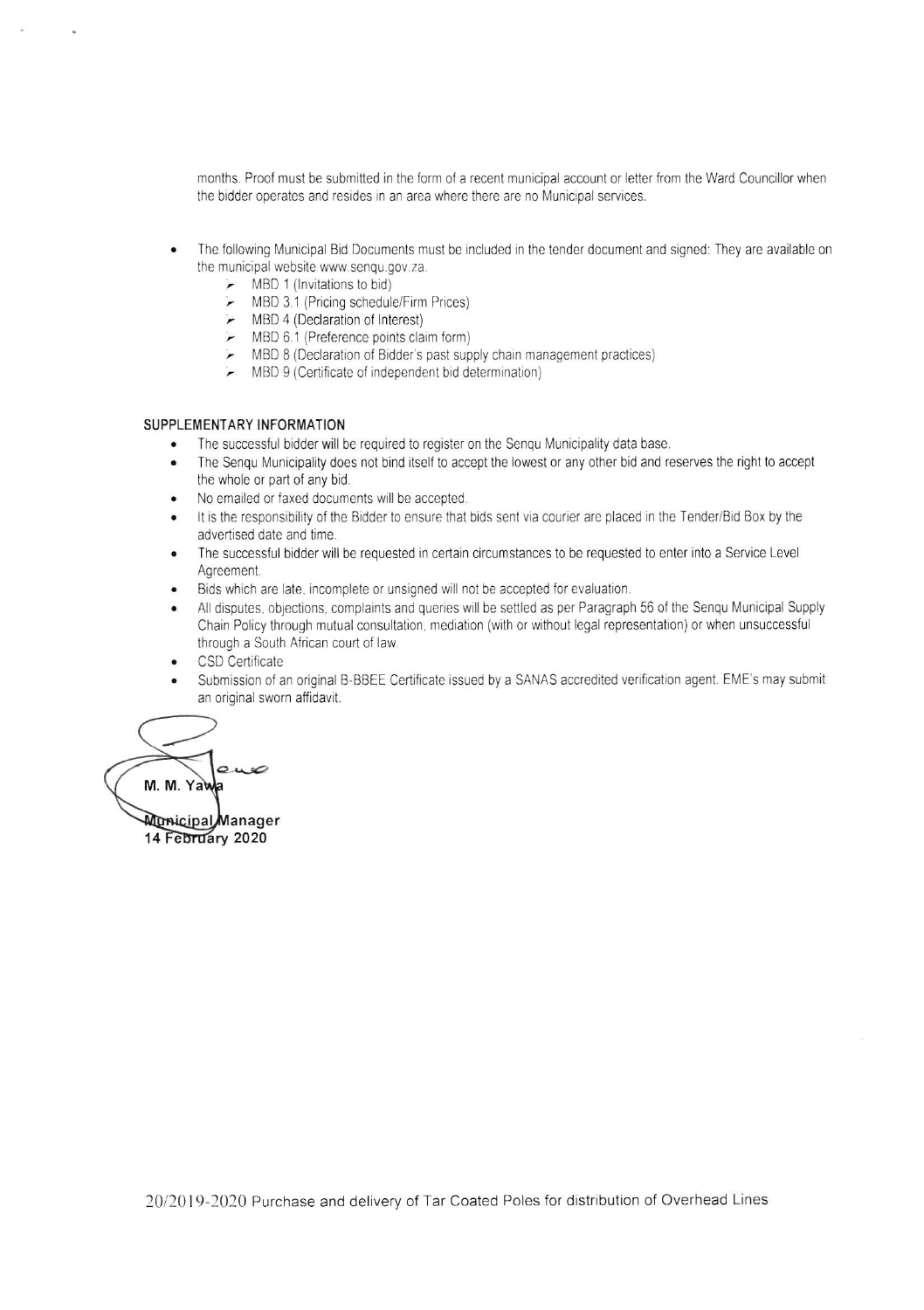months. Proof must be submitted in the form of a recent municipal account or letter from the Ward Councillor when the bidder operates and resides in an area where there are no Municipal services.

- The following Municipal Bid Documents must be included in the tender document and signed: They are available on the municipal website www.senqu.gov.za.
  - MBD 1 (Invitations to bid)
  - MBD 3.1 (Pricing schedule/Firm Prices)
  - MBD 4 (Declaration of Interest)
  - MBD 6.1 (Preference points claim form)
  - MBD 8 (Declaration of Bidder's past supply chain management practices)
  - MBD 9 (Certificate of independent bid determination)

**SUPPLEMENTARY INFORMATION**

- The successful bidder will be required to register on the Senqu Municipality data base.
- The Senqu Municipality does not bind itself to accept the lowest or any other bid and reserves the right to accept the whole or part of any bid.
- No emailed or faxed documents will be accepted.
- It is the responsibility of the Bidder to ensure that bids sent via courier are placed in the Tender/Bid Box by the advertised date and time.
- The successful bidder will be requested in certain circumstances to be requested to enter into a Service Level Agreement.
- Bids which are late, incomplete or unsigned will not be accepted for evaluation.
- All disputes, objections, complaints and queries will be settled as per Paragraph 56 of the Senqu Municipal Supply Chain Policy through mutual consultation, mediation (with or without legal representation) or when unsuccessful through a South African court of law.
- CSD Certificate
- Submission of an original B-BBEE Certificate issued by a SANAS accredited verification agent. EME's may submit an original sworn affidavit.

**M. M. Yawa**
**Municipal Manager**
**14 February 2020**

20/2019-2020 Purchase and delivery of Tar Coated Poles for distribution of Overhead Lines